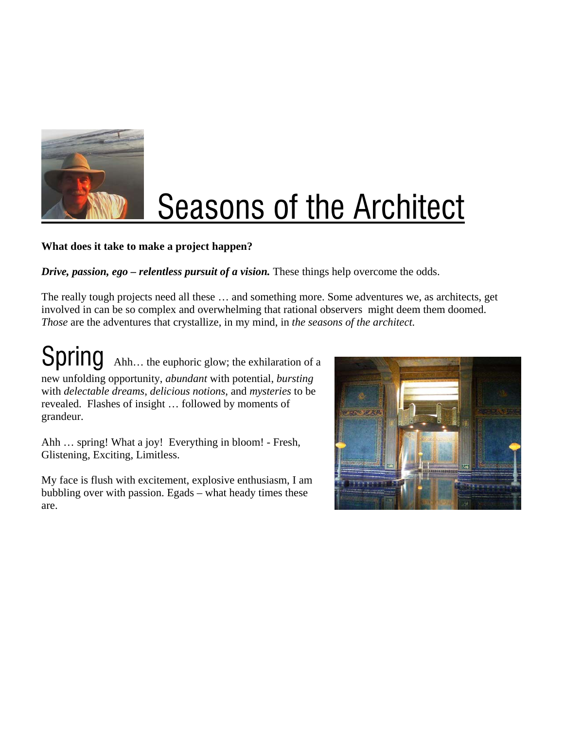# Seasons of the Architect

**What does it take to make a project happen?**

***Drive, passion, ego – relentless pursuit of a vision.*** These things help overcome the odds.

The really tough projects need all these … and something more. Some adventures we, as architects, get involved in can be so complex and overwhelming that rational observers might deem them doomed. *Those* are the adventures that crystallize, in my mind, in *the seasons of the architect.*

## Spring

Ahh… the euphoric glow; the exhilaration of a new unfolding opportunity, *abundant* with potential, *bursting* with *delectable dreams*, *delicious notions*, and *mysteries* to be revealed. Flashes of insight … followed by moments of grandeur.

Ahh … spring! What a joy! Everything in bloom! - Fresh, Glistening, Exciting, Limitless.

My face is flush with excitement, explosive enthusiasm, I am bubbling over with passion. Egads – what heady times these are.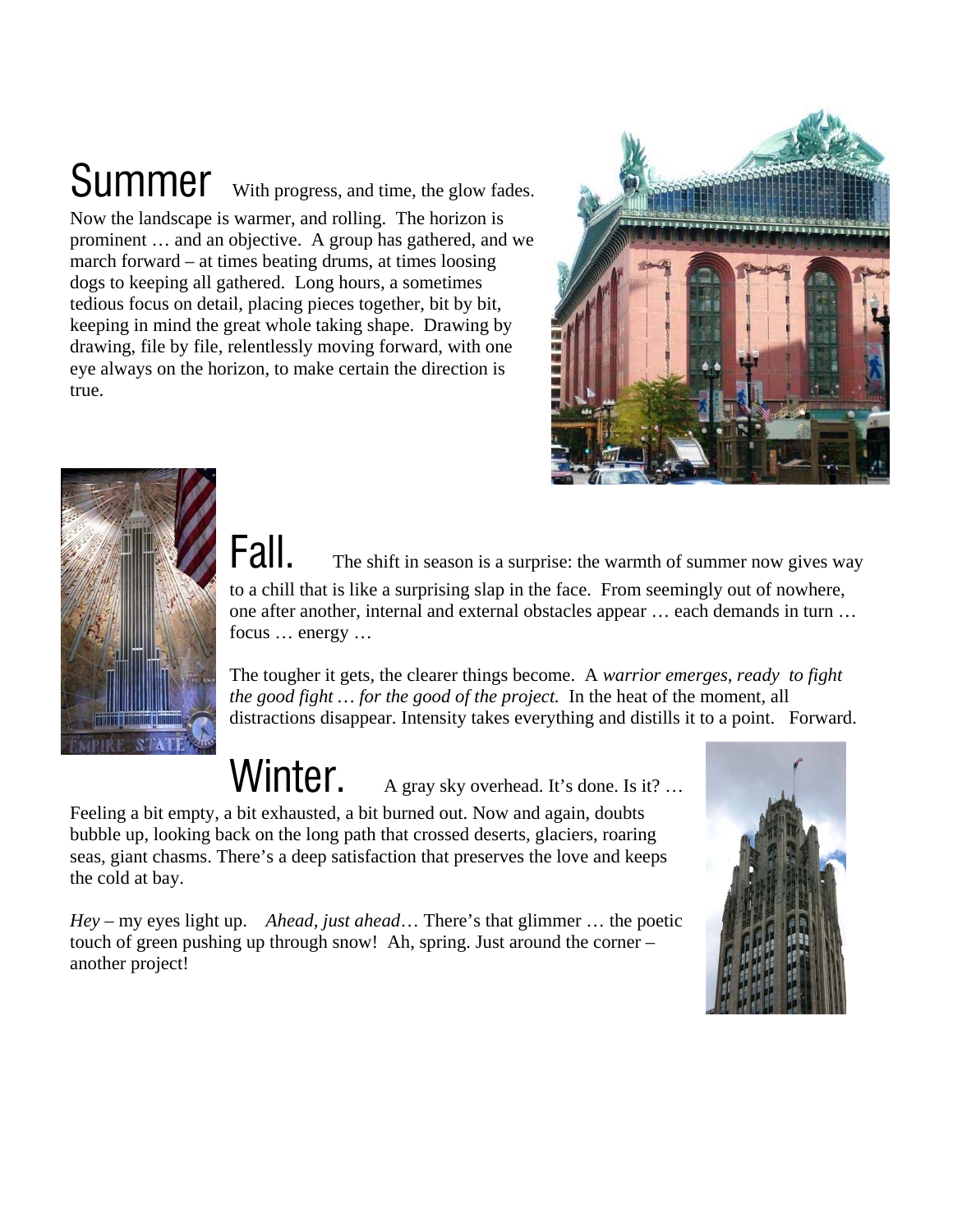## Summer

With progress, and time, the glow fades. Now the landscape is warmer, and rolling. The horizon is prominent … and an objective. A group has gathered, and we march forward – at times beating drums, at times loosing dogs to keeping all gathered. Long hours, a sometimes tedious focus on detail, placing pieces together, bit by bit, keeping in mind the great whole taking shape. Drawing by drawing, file by file, relentlessly moving forward, with one eye always on the horizon, to make certain the direction is true.

## Fall.

The shift in season is a surprise: the warmth of summer now gives way to a chill that is like a surprising slap in the face. From seemingly out of nowhere, one after another, internal and external obstacles appear … each demands in turn … focus … energy …

The tougher it gets, the clearer things become. A *warrior emerges, ready to fight the good fight … for the good of the project.* In the heat of the moment, all distractions disappear. Intensity takes everything and distills it to a point. Forward.

## Winter.

A gray sky overhead. It's done. Is it? … Feeling a bit empty, a bit exhausted, a bit burned out. Now and again, doubts bubble up, looking back on the long path that crossed deserts, glaciers, roaring seas, giant chasms. There's a deep satisfaction that preserves the love and keeps the cold at bay.

*Hey* – my eyes light up. *Ahead, just ahead*… There's that glimmer … the poetic touch of green pushing up through snow! Ah, spring. Just around the corner – another project!